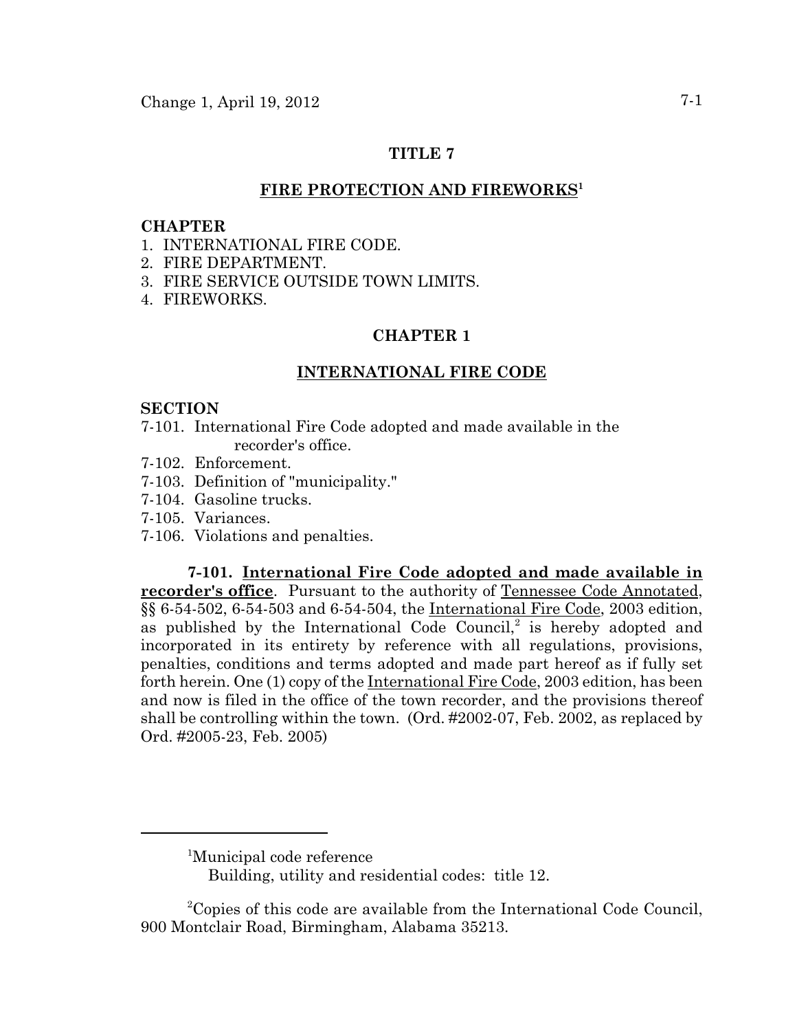# TITLE 7

## FIRE PROTECTION AND FIREWORKS[1]

**CHAPTER**

1. INTERNATIONAL FIRE CODE.
2. FIRE DEPARTMENT.
3. FIRE SERVICE OUTSIDE TOWN LIMITS.
4. FIREWORKS.

## CHAPTER 1

## INTERNATIONAL FIRE CODE

**SECTION**

7-101. International Fire Code adopted and made available in the recorder's office.
7-102. Enforcement.
7-103. Definition of "municipality."
7-104. Gasoline trucks.
7-105. Variances.
7-106. Violations and penalties.

**7-101. International Fire Code adopted and made available in recorder's office**. Pursuant to the authority of Tennessee Code Annotated, §§ 6-54-502, 6-54-503 and 6-54-504, the International Fire Code, 2003 edition, as published by the International Code Council,[2] is hereby adopted and incorporated in its entirety by reference with all regulations, provisions, penalties, conditions and terms adopted and made part hereof as if fully set forth herein. One (1) copy of the International Fire Code, 2003 edition, has been and now is filed in the office of the town recorder, and the provisions thereof shall be controlling within the town. (Ord. #2002-07, Feb. 2002, as replaced by Ord. #2005-23, Feb. 2005)

---

[1] Municipal code reference
Building, utility and residential codes: title 12.

[2] Copies of this code are available from the International Code Council, 900 Montclair Road, Birmingham, Alabama 35213.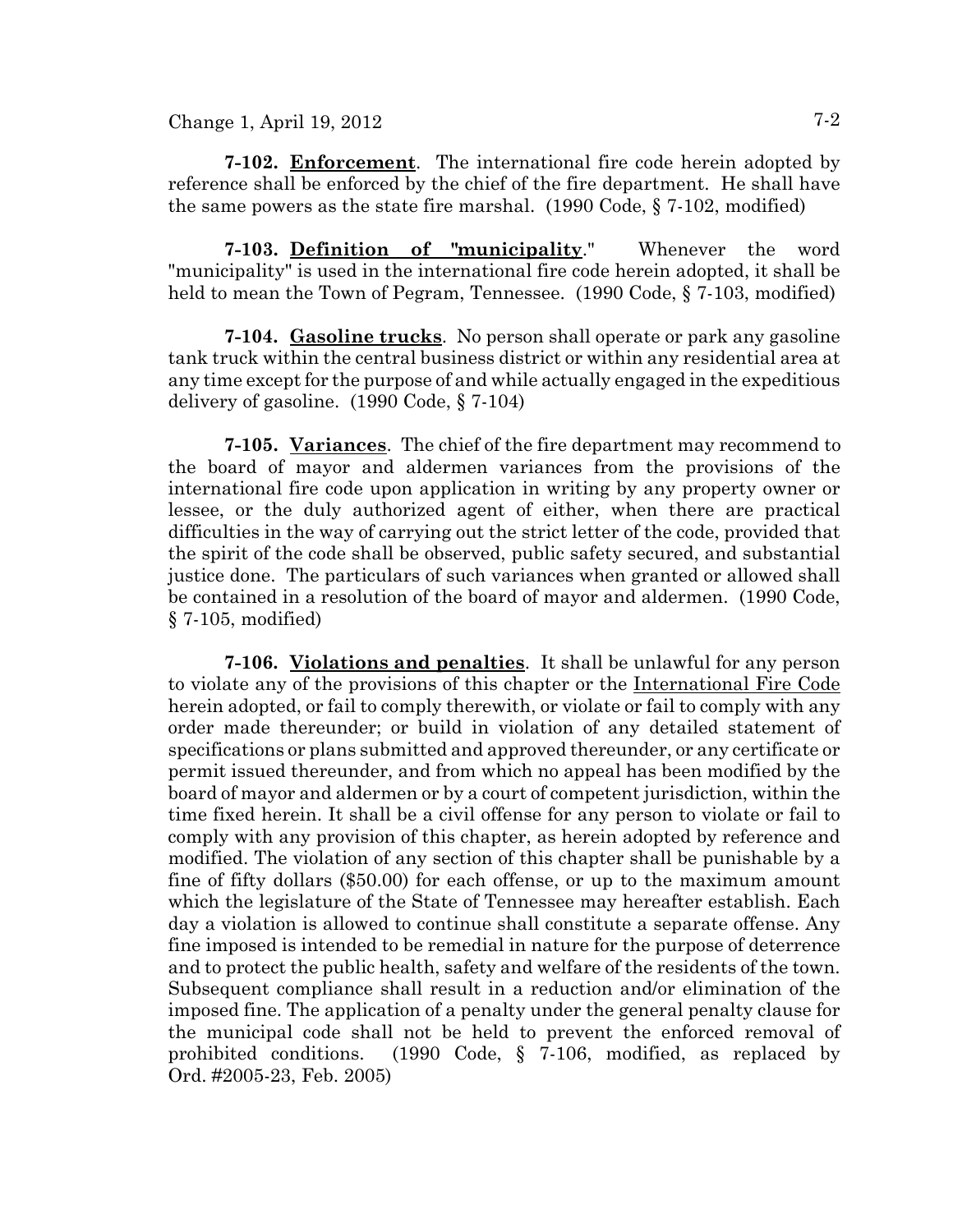**7-102. Enforcement**. The international fire code herein adopted by reference shall be enforced by the chief of the fire department. He shall have the same powers as the state fire marshal. (1990 Code, § 7-102, modified)

**7-103. Definition of "municipality**." Whenever the word "municipality" is used in the international fire code herein adopted, it shall be held to mean the Town of Pegram, Tennessee. (1990 Code, § 7-103, modified)

**7-104. Gasoline trucks**. No person shall operate or park any gasoline tank truck within the central business district or within any residential area at any time except for the purpose of and while actually engaged in the expeditious delivery of gasoline. (1990 Code, § 7-104)

**7-105. Variances**. The chief of the fire department may recommend to the board of mayor and aldermen variances from the provisions of the international fire code upon application in writing by any property owner or lessee, or the duly authorized agent of either, when there are practical difficulties in the way of carrying out the strict letter of the code, provided that the spirit of the code shall be observed, public safety secured, and substantial justice done. The particulars of such variances when granted or allowed shall be contained in a resolution of the board of mayor and aldermen. (1990 Code, § 7-105, modified)

**7-106. Violations and penalties**. It shall be unlawful for any person to violate any of the provisions of this chapter or the International Fire Code herein adopted, or fail to comply therewith, or violate or fail to comply with any order made thereunder; or build in violation of any detailed statement of specifications or plans submitted and approved thereunder, or any certificate or permit issued thereunder, and from which no appeal has been modified by the board of mayor and aldermen or by a court of competent jurisdiction, within the time fixed herein. It shall be a civil offense for any person to violate or fail to comply with any provision of this chapter, as herein adopted by reference and modified. The violation of any section of this chapter shall be punishable by a fine of fifty dollars ($50.00) for each offense, or up to the maximum amount which the legislature of the State of Tennessee may hereafter establish. Each day a violation is allowed to continue shall constitute a separate offense. Any fine imposed is intended to be remedial in nature for the purpose of deterrence and to protect the public health, safety and welfare of the residents of the town. Subsequent compliance shall result in a reduction and/or elimination of the imposed fine. The application of a penalty under the general penalty clause for the municipal code shall not be held to prevent the enforced removal of prohibited conditions. (1990 Code, § 7-106, modified, as replaced by Ord. #2005-23, Feb. 2005)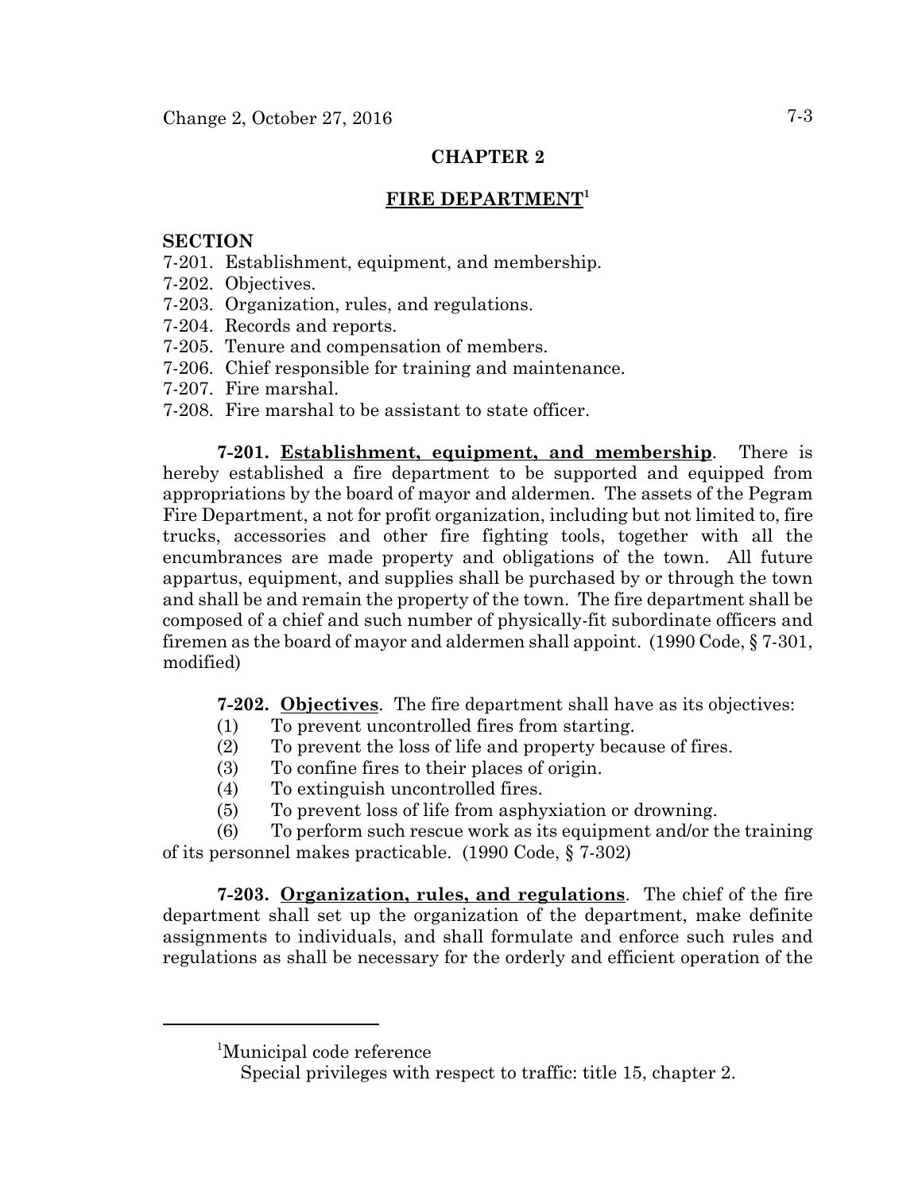## CHAPTER 2

## FIRE DEPARTMENT[1]

**SECTION**

7-201. Establishment, equipment, and membership.
7-202. Objectives.
7-203. Organization, rules, and regulations.
7-204. Records and reports.
7-205. Tenure and compensation of members.
7-206. Chief responsible for training and maintenance.
7-207. Fire marshal.
7-208. Fire marshal to be assistant to state officer.

**7-201. Establishment, equipment, and membership**. There is hereby established a fire department to be supported and equipped from appropriations by the board of mayor and aldermen. The assets of the Pegram Fire Department, a not for profit organization, including but not limited to, fire trucks, accessories and other fire fighting tools, together with all the encumbrances are made property and obligations of the town. All future appartus, equipment, and supplies shall be purchased by or through the town and shall be and remain the property of the town. The fire department shall be composed of a chief and such number of physically-fit subordinate officers and firemen as the board of mayor and aldermen shall appoint. (1990 Code, § 7-301, modified)

**7-202. Objectives**. The fire department shall have as its objectives:

(1) To prevent uncontrolled fires from starting.
(2) To prevent the loss of life and property because of fires.
(3) To confine fires to their places of origin.
(4) To extinguish uncontrolled fires.
(5) To prevent loss of life from asphyxiation or drowning.
(6) To perform such rescue work as its equipment and/or the training of its personnel makes practicable. (1990 Code, § 7-302)

**7-203. Organization, rules, and regulations**. The chief of the fire department shall set up the organization of the department, make definite assignments to individuals, and shall formulate and enforce such rules and regulations as shall be necessary for the orderly and efficient operation of the

---

[1]Municipal code reference
Special privileges with respect to traffic: title 15, chapter 2.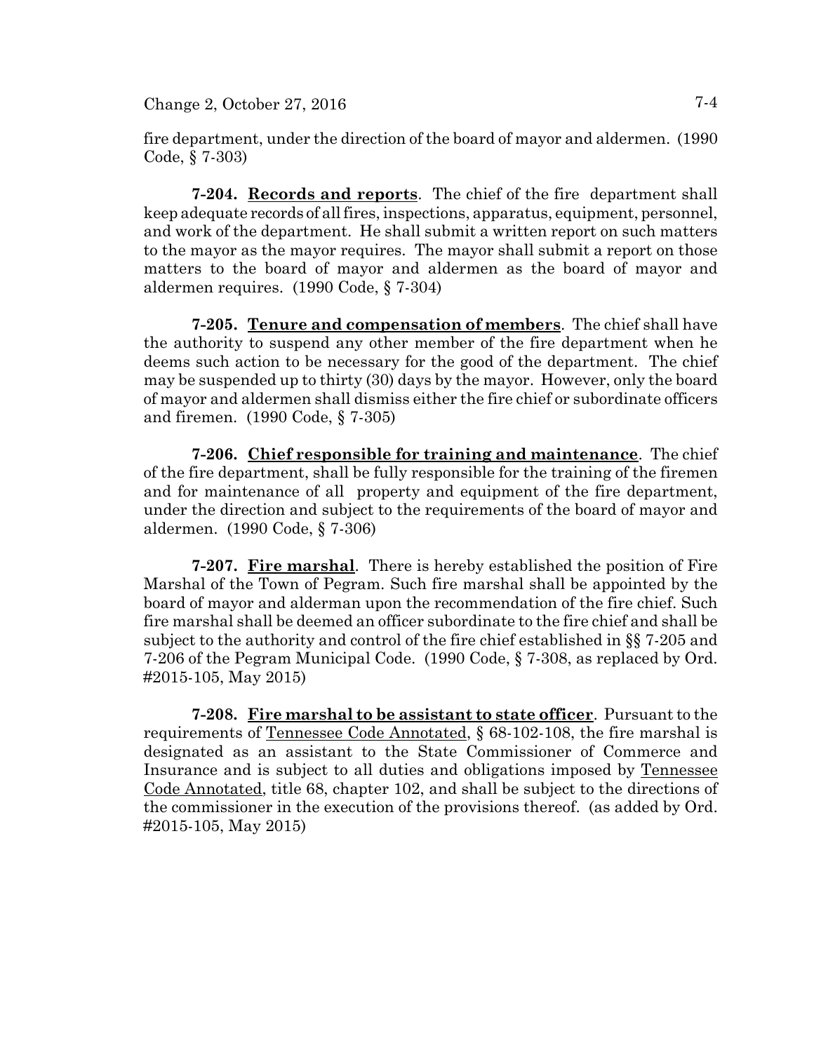fire department, under the direction of the board of mayor and aldermen. (1990 Code, § 7-303)

**7-204. Records and reports**. The chief of the fire department shall keep adequate records of all fires, inspections, apparatus, equipment, personnel, and work of the department. He shall submit a written report on such matters to the mayor as the mayor requires. The mayor shall submit a report on those matters to the board of mayor and aldermen as the board of mayor and aldermen requires. (1990 Code, § 7-304)

**7-205. Tenure and compensation of members**. The chief shall have the authority to suspend any other member of the fire department when he deems such action to be necessary for the good of the department. The chief may be suspended up to thirty (30) days by the mayor. However, only the board of mayor and aldermen shall dismiss either the fire chief or subordinate officers and firemen. (1990 Code, § 7-305)

**7-206. Chief responsible for training and maintenance**. The chief of the fire department, shall be fully responsible for the training of the firemen and for maintenance of all property and equipment of the fire department, under the direction and subject to the requirements of the board of mayor and aldermen. (1990 Code, § 7-306)

**7-207. Fire marshal**. There is hereby established the position of Fire Marshal of the Town of Pegram. Such fire marshal shall be appointed by the board of mayor and alderman upon the recommendation of the fire chief. Such fire marshal shall be deemed an officer subordinate to the fire chief and shall be subject to the authority and control of the fire chief established in §§ 7-205 and 7-206 of the Pegram Municipal Code. (1990 Code, § 7-308, as replaced by Ord. #2015-105, May 2015)

**7-208. Fire marshal to be assistant to state officer**. Pursuant to the requirements of Tennessee Code Annotated, § 68-102-108, the fire marshal is designated as an assistant to the State Commissioner of Commerce and Insurance and is subject to all duties and obligations imposed by Tennessee Code Annotated, title 68, chapter 102, and shall be subject to the directions of the commissioner in the execution of the provisions thereof. (as added by Ord. #2015-105, May 2015)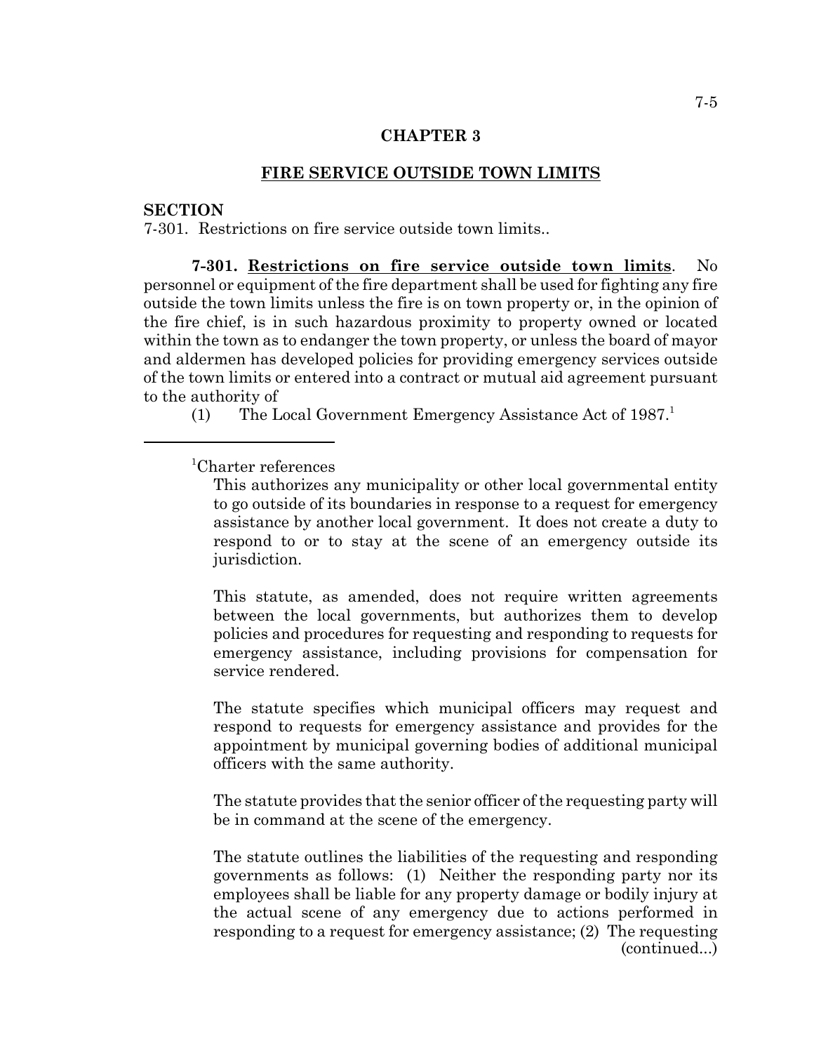## CHAPTER 3

## FIRE SERVICE OUTSIDE TOWN LIMITS

**SECTION**
7-301. Restrictions on fire service outside town limits..

**7-301. Restrictions on fire service outside town limits**. No personnel or equipment of the fire department shall be used for fighting any fire outside the town limits unless the fire is on town property or, in the opinion of the fire chief, is in such hazardous proximity to property owned or located within the town as to endanger the town property, or unless the board of mayor and aldermen has developed policies for providing emergency services outside of the town limits or entered into a contract or mutual aid agreement pursuant to the authority of

(1) The Local Government Emergency Assistance Act of 1987.[1]

---

[1]Charter references

This authorizes any municipality or other local governmental entity to go outside of its boundaries in response to a request for emergency assistance by another local government. It does not create a duty to respond to or to stay at the scene of an emergency outside its jurisdiction.

This statute, as amended, does not require written agreements between the local governments, but authorizes them to develop policies and procedures for requesting and responding to requests for emergency assistance, including provisions for compensation for service rendered.

The statute specifies which municipal officers may request and respond to requests for emergency assistance and provides for the appointment by municipal governing bodies of additional municipal officers with the same authority.

The statute provides that the senior officer of the requesting party will be in command at the scene of the emergency.

The statute outlines the liabilities of the requesting and responding governments as follows: (1) Neither the responding party nor its employees shall be liable for any property damage or bodily injury at the actual scene of any emergency due to actions performed in responding to a request for emergency assistance; (2) The requesting (continued...)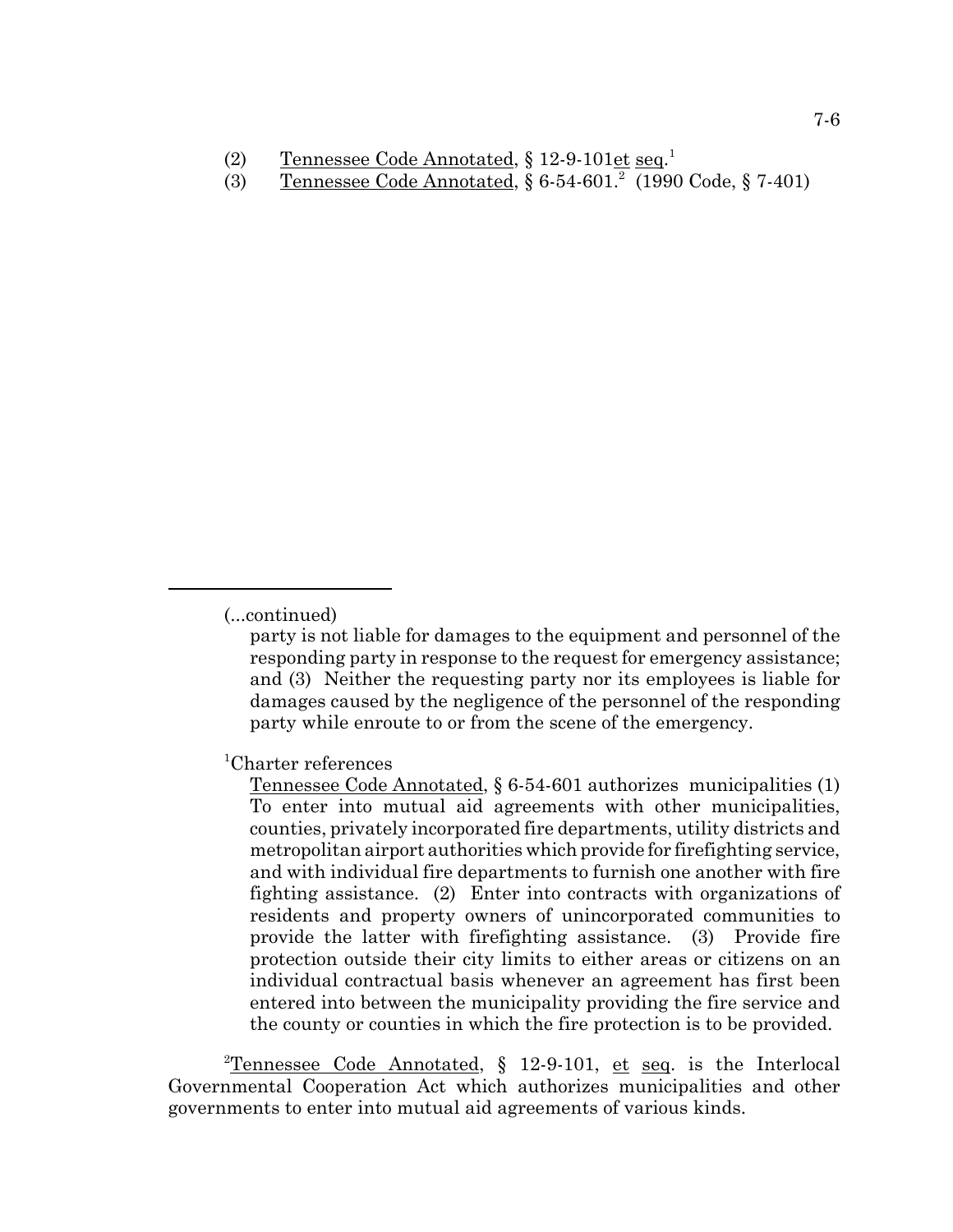(2) Tennessee Code Annotated, § 12-9-101 et seq.[1]
(3) Tennessee Code Annotated, § 6-54-601.[2] (1990 Code, § 7-401)

---

(...continued)

party is not liable for damages to the equipment and personnel of the responding party in response to the request for emergency assistance; and (3) Neither the requesting party nor its employees is liable for damages caused by the negligence of the personnel of the responding party while enroute to or from the scene of the emergency.

[1]Charter references

Tennessee Code Annotated, § 6-54-601 authorizes municipalities (1) To enter into mutual aid agreements with other municipalities, counties, privately incorporated fire departments, utility districts and metropolitan airport authorities which provide for firefighting service, and with individual fire departments to furnish one another with fire fighting assistance. (2) Enter into contracts with organizations of residents and property owners of unincorporated communities to provide the latter with firefighting assistance. (3) Provide fire protection outside their city limits to either areas or citizens on an individual contractual basis whenever an agreement has first been entered into between the municipality providing the fire service and the county or counties in which the fire protection is to be provided.

[2]Tennessee Code Annotated, § 12-9-101, et seq. is the Interlocal Governmental Cooperation Act which authorizes municipalities and other governments to enter into mutual aid agreements of various kinds.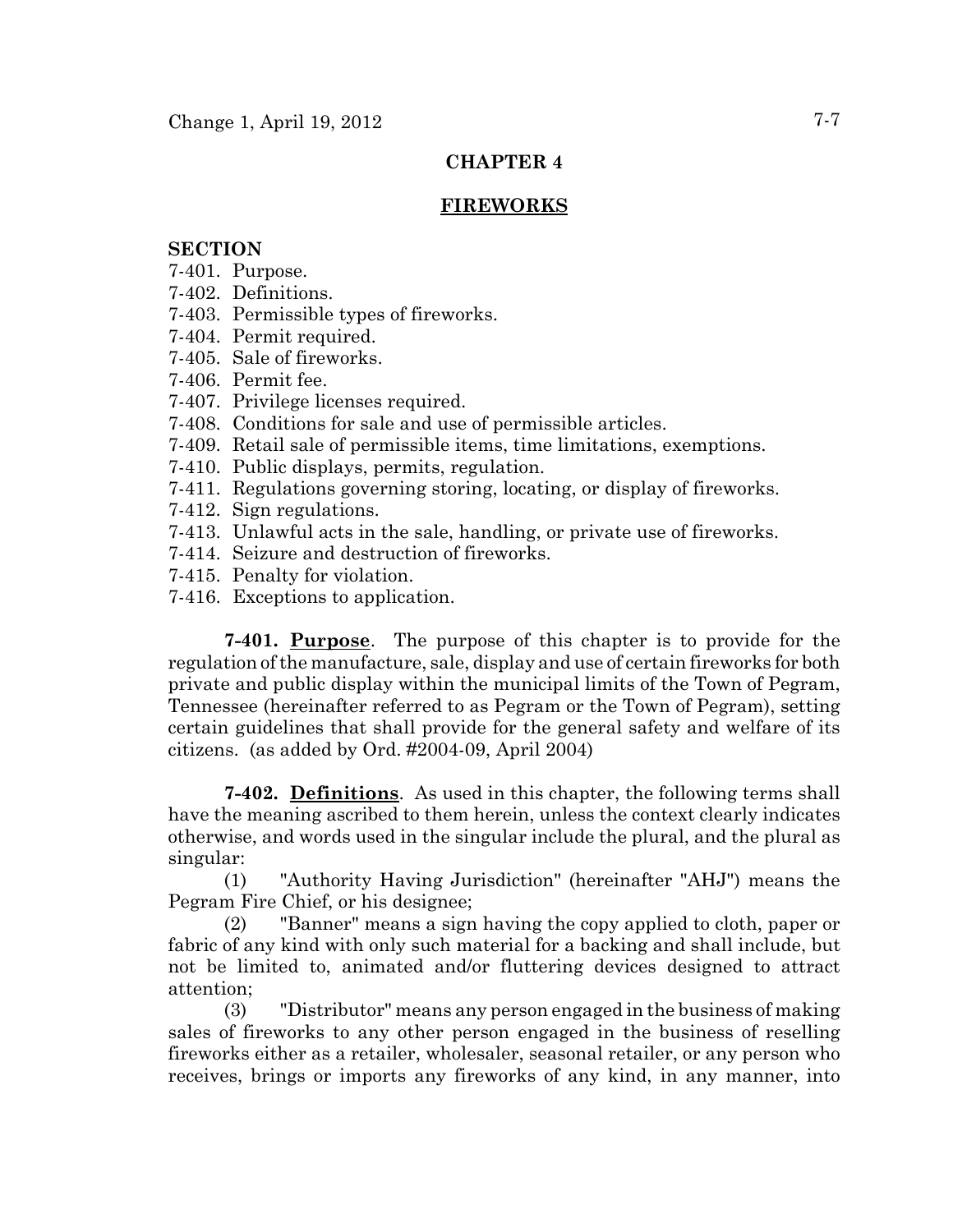## CHAPTER 4

## FIREWORKS

**SECTION**

7-401. Purpose.
7-402. Definitions.
7-403. Permissible types of fireworks.
7-404. Permit required.
7-405. Sale of fireworks.
7-406. Permit fee.
7-407. Privilege licenses required.
7-408. Conditions for sale and use of permissible articles.
7-409. Retail sale of permissible items, time limitations, exemptions.
7-410. Public displays, permits, regulation.
7-411. Regulations governing storing, locating, or display of fireworks.
7-412. Sign regulations.
7-413. Unlawful acts in the sale, handling, or private use of fireworks.
7-414. Seizure and destruction of fireworks.
7-415. Penalty for violation.
7-416. Exceptions to application.

**7-401. Purpose**. The purpose of this chapter is to provide for the regulation of the manufacture, sale, display and use of certain fireworks for both private and public display within the municipal limits of the Town of Pegram, Tennessee (hereinafter referred to as Pegram or the Town of Pegram), setting certain guidelines that shall provide for the general safety and welfare of its citizens. (as added by Ord. #2004-09, April 2004)

**7-402. Definitions**. As used in this chapter, the following terms shall have the meaning ascribed to them herein, unless the context clearly indicates otherwise, and words used in the singular include the plural, and the plural as singular:

(1) "Authority Having Jurisdiction" (hereinafter "AHJ") means the Pegram Fire Chief, or his designee;

(2) "Banner" means a sign having the copy applied to cloth, paper or fabric of any kind with only such material for a backing and shall include, but not be limited to, animated and/or fluttering devices designed to attract attention;

(3) "Distributor" means any person engaged in the business of making sales of fireworks to any other person engaged in the business of reselling fireworks either as a retailer, wholesaler, seasonal retailer, or any person who receives, brings or imports any fireworks of any kind, in any manner, into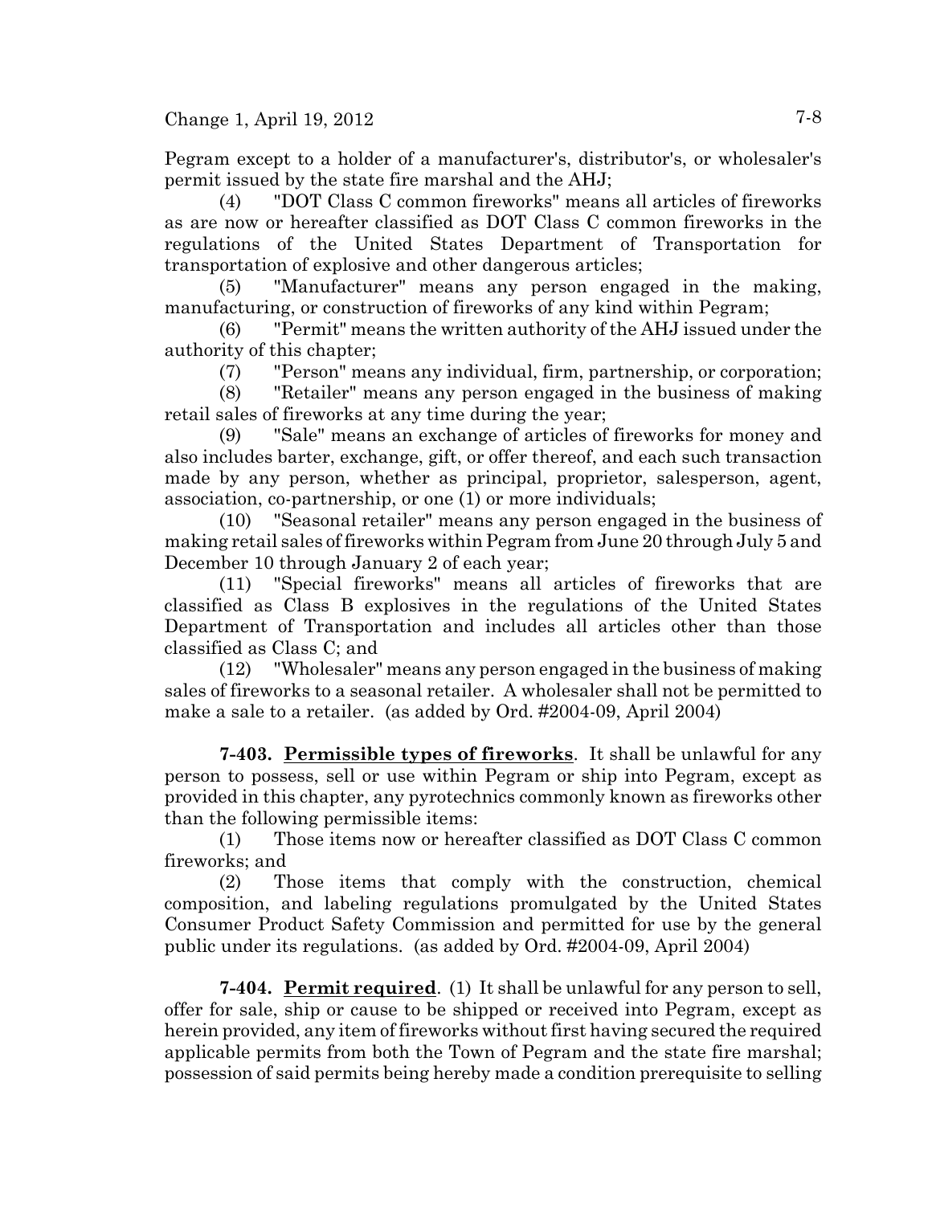Pegram except to a holder of a manufacturer's, distributor's, or wholesaler's permit issued by the state fire marshal and the AHJ;

(4) "DOT Class C common fireworks" means all articles of fireworks as are now or hereafter classified as DOT Class C common fireworks in the regulations of the United States Department of Transportation for transportation of explosive and other dangerous articles;

(5) "Manufacturer" means any person engaged in the making, manufacturing, or construction of fireworks of any kind within Pegram;

(6) "Permit" means the written authority of the AHJ issued under the authority of this chapter;

(7) "Person" means any individual, firm, partnership, or corporation;

(8) "Retailer" means any person engaged in the business of making retail sales of fireworks at any time during the year;

(9) "Sale" means an exchange of articles of fireworks for money and also includes barter, exchange, gift, or offer thereof, and each such transaction made by any person, whether as principal, proprietor, salesperson, agent, association, co-partnership, or one (1) or more individuals;

(10) "Seasonal retailer" means any person engaged in the business of making retail sales of fireworks within Pegram from June 20 through July 5 and December 10 through January 2 of each year;

(11) "Special fireworks" means all articles of fireworks that are classified as Class B explosives in the regulations of the United States Department of Transportation and includes all articles other than those classified as Class C; and

(12) "Wholesaler" means any person engaged in the business of making sales of fireworks to a seasonal retailer. A wholesaler shall not be permitted to make a sale to a retailer. (as added by Ord. #2004-09, April 2004)

**7-403. <u>Permissible types of fireworks</u>**. It shall be unlawful for any person to possess, sell or use within Pegram or ship into Pegram, except as provided in this chapter, any pyrotechnics commonly known as fireworks other than the following permissible items:

(1) Those items now or hereafter classified as DOT Class C common fireworks; and

(2) Those items that comply with the construction, chemical composition, and labeling regulations promulgated by the United States Consumer Product Safety Commission and permitted for use by the general public under its regulations. (as added by Ord. #2004-09, April 2004)

**7-404. <u>Permit required</u>**. (1) It shall be unlawful for any person to sell, offer for sale, ship or cause to be shipped or received into Pegram, except as herein provided, any item of fireworks without first having secured the required applicable permits from both the Town of Pegram and the state fire marshal; possession of said permits being hereby made a condition prerequisite to selling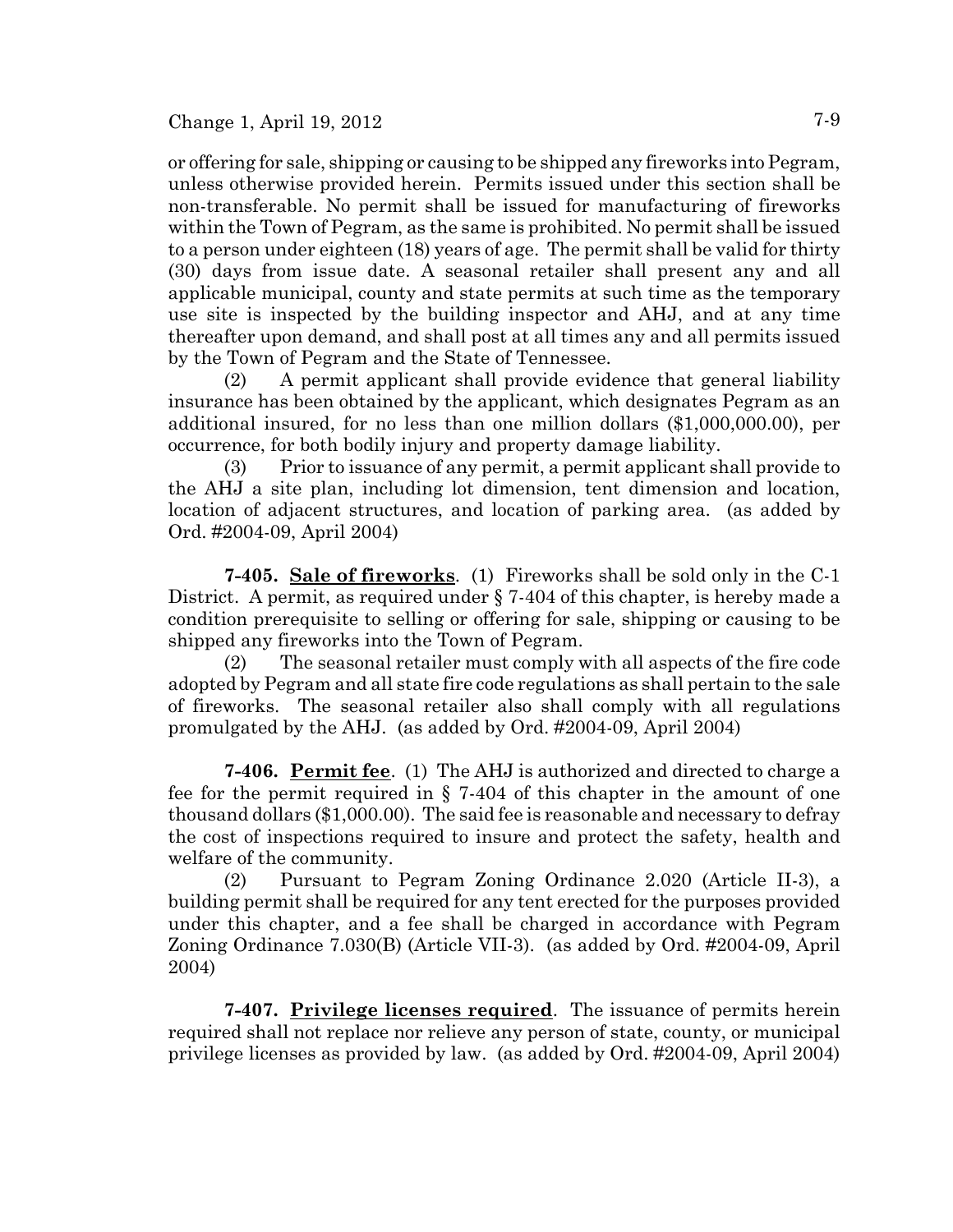or offering for sale, shipping or causing to be shipped any fireworks into Pegram, unless otherwise provided herein. Permits issued under this section shall be non-transferable. No permit shall be issued for manufacturing of fireworks within the Town of Pegram, as the same is prohibited. No permit shall be issued to a person under eighteen (18) years of age. The permit shall be valid for thirty (30) days from issue date. A seasonal retailer shall present any and all applicable municipal, county and state permits at such time as the temporary use site is inspected by the building inspector and AHJ, and at any time thereafter upon demand, and shall post at all times any and all permits issued by the Town of Pegram and the State of Tennessee.

(2) A permit applicant shall provide evidence that general liability insurance has been obtained by the applicant, which designates Pegram as an additional insured, for no less than one million dollars ($1,000,000.00), per occurrence, for both bodily injury and property damage liability.

(3) Prior to issuance of any permit, a permit applicant shall provide to the AHJ a site plan, including lot dimension, tent dimension and location, location of adjacent structures, and location of parking area. (as added by Ord. #2004-09, April 2004)

**7-405. Sale of fireworks**. (1) Fireworks shall be sold only in the C-1 District. A permit, as required under § 7-404 of this chapter, is hereby made a condition prerequisite to selling or offering for sale, shipping or causing to be shipped any fireworks into the Town of Pegram.

(2) The seasonal retailer must comply with all aspects of the fire code adopted by Pegram and all state fire code regulations as shall pertain to the sale of fireworks. The seasonal retailer also shall comply with all regulations promulgated by the AHJ. (as added by Ord. #2004-09, April 2004)

**7-406. Permit fee**. (1) The AHJ is authorized and directed to charge a fee for the permit required in § 7-404 of this chapter in the amount of one thousand dollars ($1,000.00). The said fee is reasonable and necessary to defray the cost of inspections required to insure and protect the safety, health and welfare of the community.

(2) Pursuant to Pegram Zoning Ordinance 2.020 (Article II-3), a building permit shall be required for any tent erected for the purposes provided under this chapter, and a fee shall be charged in accordance with Pegram Zoning Ordinance 7.030(B) (Article VII-3). (as added by Ord. #2004-09, April 2004)

**7-407. Privilege licenses required**. The issuance of permits herein required shall not replace nor relieve any person of state, county, or municipal privilege licenses as provided by law. (as added by Ord. #2004-09, April 2004)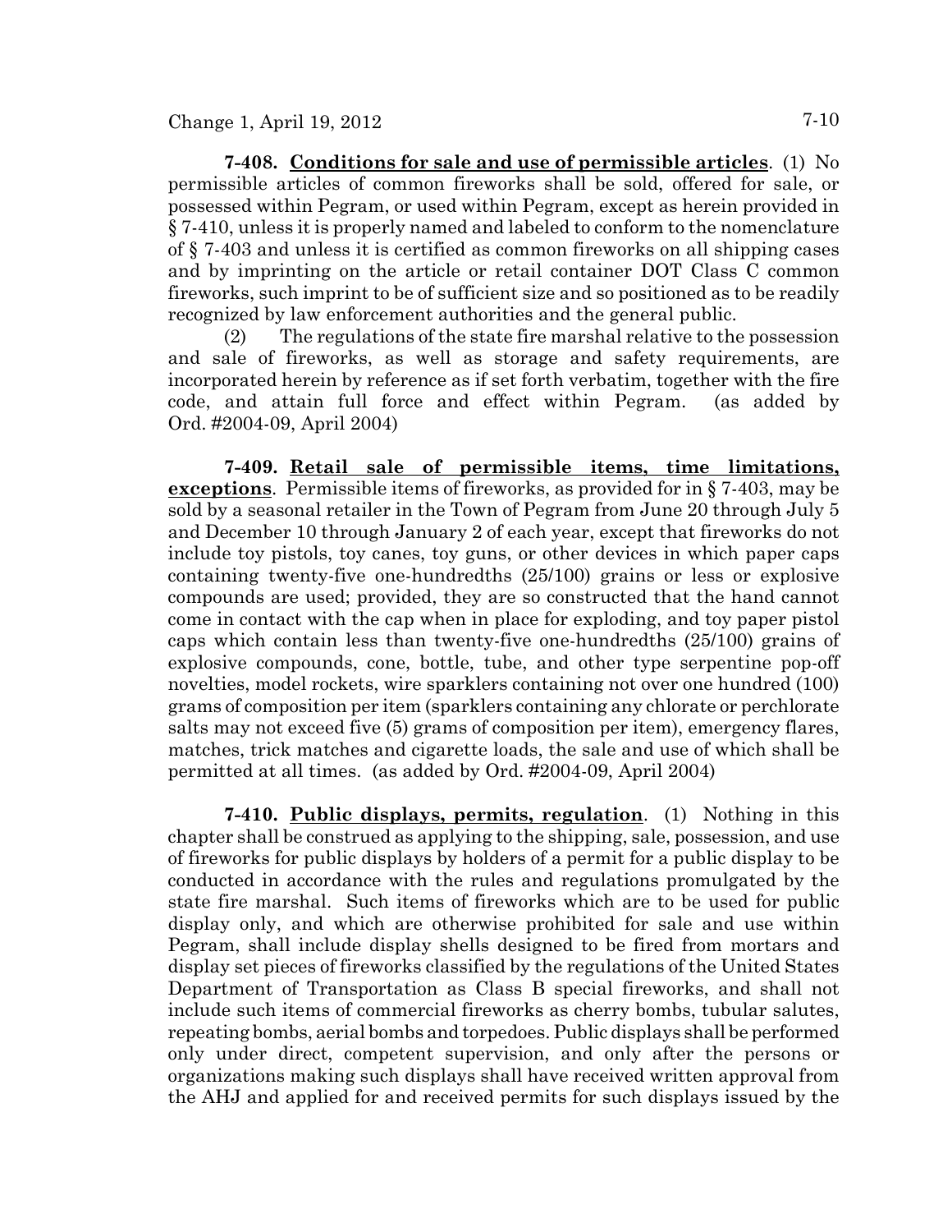**7-408. Conditions for sale and use of permissible articles**. (1) No permissible articles of common fireworks shall be sold, offered for sale, or possessed within Pegram, or used within Pegram, except as herein provided in § 7-410, unless it is properly named and labeled to conform to the nomenclature of § 7-403 and unless it is certified as common fireworks on all shipping cases and by imprinting on the article or retail container DOT Class C common fireworks, such imprint to be of sufficient size and so positioned as to be readily recognized by law enforcement authorities and the general public.

(2) The regulations of the state fire marshal relative to the possession and sale of fireworks, as well as storage and safety requirements, are incorporated herein by reference as if set forth verbatim, together with the fire code, and attain full force and effect within Pegram. (as added by Ord. #2004-09, April 2004)

**7-409. Retail sale of permissible items, time limitations, exceptions**. Permissible items of fireworks, as provided for in § 7-403, may be sold by a seasonal retailer in the Town of Pegram from June 20 through July 5 and December 10 through January 2 of each year, except that fireworks do not include toy pistols, toy canes, toy guns, or other devices in which paper caps containing twenty-five one-hundredths (25/100) grains or less or explosive compounds are used; provided, they are so constructed that the hand cannot come in contact with the cap when in place for exploding, and toy paper pistol caps which contain less than twenty-five one-hundredths (25/100) grains of explosive compounds, cone, bottle, tube, and other type serpentine pop-off novelties, model rockets, wire sparklers containing not over one hundred (100) grams of composition per item (sparklers containing any chlorate or perchlorate salts may not exceed five (5) grams of composition per item), emergency flares, matches, trick matches and cigarette loads, the sale and use of which shall be permitted at all times. (as added by Ord. #2004-09, April 2004)

**7-410. Public displays, permits, regulation**. (1) Nothing in this chapter shall be construed as applying to the shipping, sale, possession, and use of fireworks for public displays by holders of a permit for a public display to be conducted in accordance with the rules and regulations promulgated by the state fire marshal. Such items of fireworks which are to be used for public display only, and which are otherwise prohibited for sale and use within Pegram, shall include display shells designed to be fired from mortars and display set pieces of fireworks classified by the regulations of the United States Department of Transportation as Class B special fireworks, and shall not include such items of commercial fireworks as cherry bombs, tubular salutes, repeating bombs, aerial bombs and torpedoes. Public displays shall be performed only under direct, competent supervision, and only after the persons or organizations making such displays shall have received written approval from the AHJ and applied for and received permits for such displays issued by the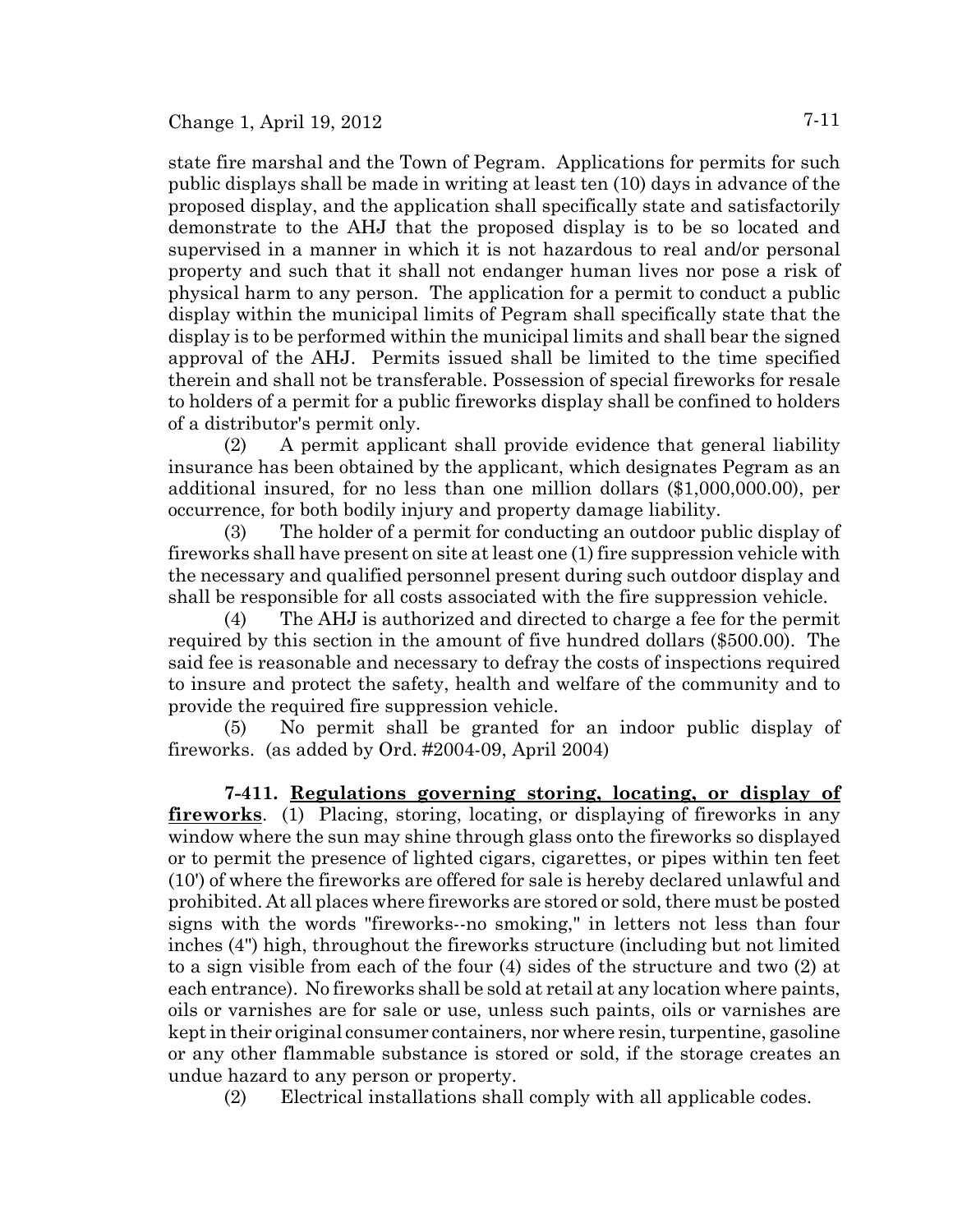state fire marshal and the Town of Pegram. Applications for permits for such public displays shall be made in writing at least ten (10) days in advance of the proposed display, and the application shall specifically state and satisfactorily demonstrate to the AHJ that the proposed display is to be so located and supervised in a manner in which it is not hazardous to real and/or personal property and such that it shall not endanger human lives nor pose a risk of physical harm to any person. The application for a permit to conduct a public display within the municipal limits of Pegram shall specifically state that the display is to be performed within the municipal limits and shall bear the signed approval of the AHJ. Permits issued shall be limited to the time specified therein and shall not be transferable. Possession of special fireworks for resale to holders of a permit for a public fireworks display shall be confined to holders of a distributor's permit only.

(2) A permit applicant shall provide evidence that general liability insurance has been obtained by the applicant, which designates Pegram as an additional insured, for no less than one million dollars ($1,000,000.00), per occurrence, for both bodily injury and property damage liability.

(3) The holder of a permit for conducting an outdoor public display of fireworks shall have present on site at least one (1) fire suppression vehicle with the necessary and qualified personnel present during such outdoor display and shall be responsible for all costs associated with the fire suppression vehicle.

(4) The AHJ is authorized and directed to charge a fee for the permit required by this section in the amount of five hundred dollars ($500.00). The said fee is reasonable and necessary to defray the costs of inspections required to insure and protect the safety, health and welfare of the community and to provide the required fire suppression vehicle.

(5) No permit shall be granted for an indoor public display of fireworks. (as added by Ord. #2004-09, April 2004)

**7-411. Regulations governing storing, locating, or display of fireworks**. (1) Placing, storing, locating, or displaying of fireworks in any window where the sun may shine through glass onto the fireworks so displayed or to permit the presence of lighted cigars, cigarettes, or pipes within ten feet (10') of where the fireworks are offered for sale is hereby declared unlawful and prohibited. At all places where fireworks are stored or sold, there must be posted signs with the words "fireworks--no smoking," in letters not less than four inches (4") high, throughout the fireworks structure (including but not limited to a sign visible from each of the four (4) sides of the structure and two (2) at each entrance). No fireworks shall be sold at retail at any location where paints, oils or varnishes are for sale or use, unless such paints, oils or varnishes are kept in their original consumer containers, nor where resin, turpentine, gasoline or any other flammable substance is stored or sold, if the storage creates an undue hazard to any person or property.

(2) Electrical installations shall comply with all applicable codes.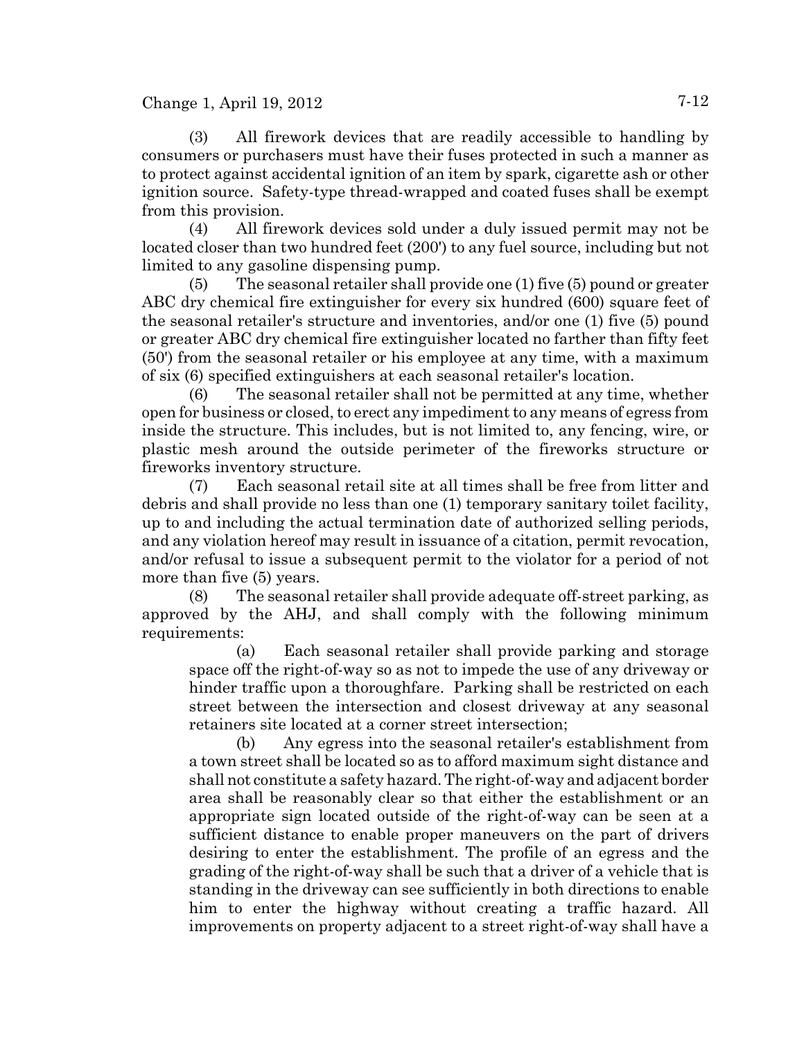(3) All firework devices that are readily accessible to handling by consumers or purchasers must have their fuses protected in such a manner as to protect against accidental ignition of an item by spark, cigarette ash or other ignition source. Safety-type thread-wrapped and coated fuses shall be exempt from this provision.

(4) All firework devices sold under a duly issued permit may not be located closer than two hundred feet (200') to any fuel source, including but not limited to any gasoline dispensing pump.

(5) The seasonal retailer shall provide one (1) five (5) pound or greater ABC dry chemical fire extinguisher for every six hundred (600) square feet of the seasonal retailer's structure and inventories, and/or one (1) five (5) pound or greater ABC dry chemical fire extinguisher located no farther than fifty feet (50') from the seasonal retailer or his employee at any time, with a maximum of six (6) specified extinguishers at each seasonal retailer's location.

(6) The seasonal retailer shall not be permitted at any time, whether open for business or closed, to erect any impediment to any means of egress from inside the structure. This includes, but is not limited to, any fencing, wire, or plastic mesh around the outside perimeter of the fireworks structure or fireworks inventory structure.

(7) Each seasonal retail site at all times shall be free from litter and debris and shall provide no less than one (1) temporary sanitary toilet facility, up to and including the actual termination date of authorized selling periods, and any violation hereof may result in issuance of a citation, permit revocation, and/or refusal to issue a subsequent permit to the violator for a period of not more than five (5) years.

(8) The seasonal retailer shall provide adequate off-street parking, as approved by the AHJ, and shall comply with the following minimum requirements:

(a) Each seasonal retailer shall provide parking and storage space off the right-of-way so as not to impede the use of any driveway or hinder traffic upon a thoroughfare. Parking shall be restricted on each street between the intersection and closest driveway at any seasonal retainers site located at a corner street intersection;

(b) Any egress into the seasonal retailer's establishment from a town street shall be located so as to afford maximum sight distance and shall not constitute a safety hazard. The right-of-way and adjacent border area shall be reasonably clear so that either the establishment or an appropriate sign located outside of the right-of-way can be seen at a sufficient distance to enable proper maneuvers on the part of drivers desiring to enter the establishment. The profile of an egress and the grading of the right-of-way shall be such that a driver of a vehicle that is standing in the driveway can see sufficiently in both directions to enable him to enter the highway without creating a traffic hazard. All improvements on property adjacent to a street right-of-way shall have a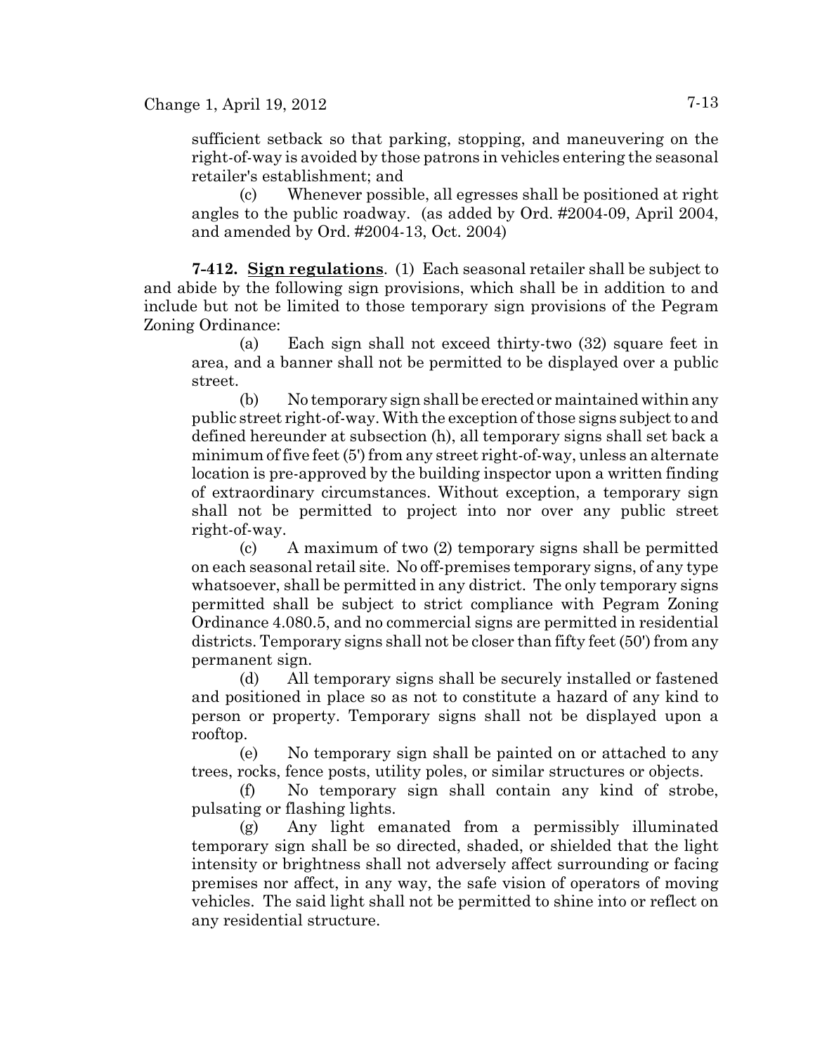sufficient setback so that parking, stopping, and maneuvering on the right-of-way is avoided by those patrons in vehicles entering the seasonal retailer's establishment; and

(c) Whenever possible, all egresses shall be positioned at right angles to the public roadway. (as added by Ord. #2004-09, April 2004, and amended by Ord. #2004-13, Oct. 2004)

**7-412. Sign regulations**. (1) Each seasonal retailer shall be subject to and abide by the following sign provisions, which shall be in addition to and include but not be limited to those temporary sign provisions of the Pegram Zoning Ordinance:

(a) Each sign shall not exceed thirty-two (32) square feet in area, and a banner shall not be permitted to be displayed over a public street.

(b) No temporary sign shall be erected or maintained within any public street right-of-way. With the exception of those signs subject to and defined hereunder at subsection (h), all temporary signs shall set back a minimum of five feet (5') from any street right-of-way, unless an alternate location is pre-approved by the building inspector upon a written finding of extraordinary circumstances. Without exception, a temporary sign shall not be permitted to project into nor over any public street right-of-way.

(c) A maximum of two (2) temporary signs shall be permitted on each seasonal retail site. No off-premises temporary signs, of any type whatsoever, shall be permitted in any district. The only temporary signs permitted shall be subject to strict compliance with Pegram Zoning Ordinance 4.080.5, and no commercial signs are permitted in residential districts. Temporary signs shall not be closer than fifty feet (50') from any permanent sign.

(d) All temporary signs shall be securely installed or fastened and positioned in place so as not to constitute a hazard of any kind to person or property. Temporary signs shall not be displayed upon a rooftop.

(e) No temporary sign shall be painted on or attached to any trees, rocks, fence posts, utility poles, or similar structures or objects.

(f) No temporary sign shall contain any kind of strobe, pulsating or flashing lights.

(g) Any light emanated from a permissibly illuminated temporary sign shall be so directed, shaded, or shielded that the light intensity or brightness shall not adversely affect surrounding or facing premises nor affect, in any way, the safe vision of operators of moving vehicles. The said light shall not be permitted to shine into or reflect on any residential structure.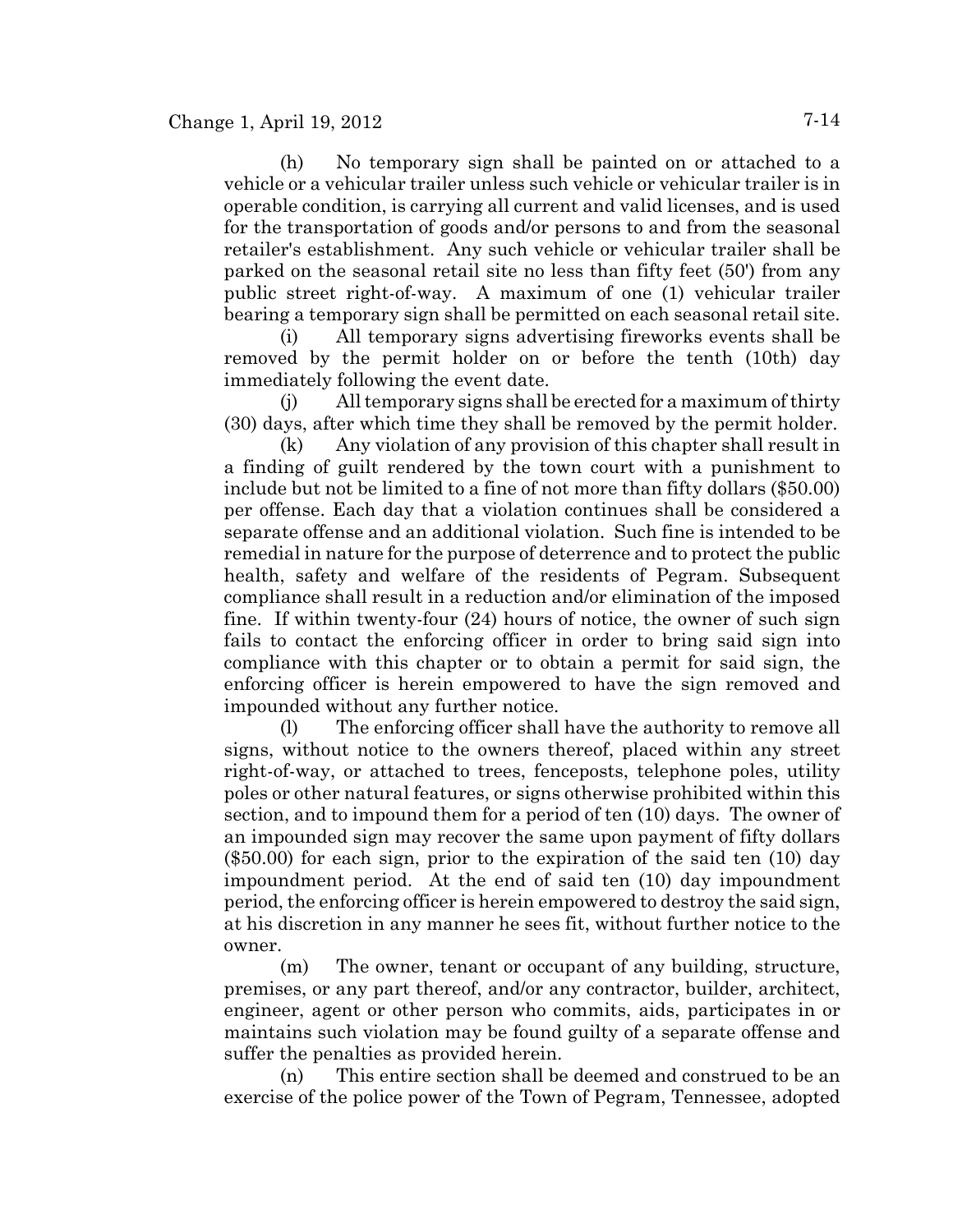(h) No temporary sign shall be painted on or attached to a vehicle or a vehicular trailer unless such vehicle or vehicular trailer is in operable condition, is carrying all current and valid licenses, and is used for the transportation of goods and/or persons to and from the seasonal retailer's establishment. Any such vehicle or vehicular trailer shall be parked on the seasonal retail site no less than fifty feet (50') from any public street right-of-way. A maximum of one (1) vehicular trailer bearing a temporary sign shall be permitted on each seasonal retail site.

(i) All temporary signs advertising fireworks events shall be removed by the permit holder on or before the tenth (10th) day immediately following the event date.

(j) All temporary signs shall be erected for a maximum of thirty (30) days, after which time they shall be removed by the permit holder.

(k) Any violation of any provision of this chapter shall result in a finding of guilt rendered by the town court with a punishment to include but not be limited to a fine of not more than fifty dollars ($50.00) per offense. Each day that a violation continues shall be considered a separate offense and an additional violation. Such fine is intended to be remedial in nature for the purpose of deterrence and to protect the public health, safety and welfare of the residents of Pegram. Subsequent compliance shall result in a reduction and/or elimination of the imposed fine. If within twenty-four (24) hours of notice, the owner of such sign fails to contact the enforcing officer in order to bring said sign into compliance with this chapter or to obtain a permit for said sign, the enforcing officer is herein empowered to have the sign removed and impounded without any further notice.

(l) The enforcing officer shall have the authority to remove all signs, without notice to the owners thereof, placed within any street right-of-way, or attached to trees, fenceposts, telephone poles, utility poles or other natural features, or signs otherwise prohibited within this section, and to impound them for a period of ten (10) days. The owner of an impounded sign may recover the same upon payment of fifty dollars ($50.00) for each sign, prior to the expiration of the said ten (10) day impoundment period. At the end of said ten (10) day impoundment period, the enforcing officer is herein empowered to destroy the said sign, at his discretion in any manner he sees fit, without further notice to the owner.

(m) The owner, tenant or occupant of any building, structure, premises, or any part thereof, and/or any contractor, builder, architect, engineer, agent or other person who commits, aids, participates in or maintains such violation may be found guilty of a separate offense and suffer the penalties as provided herein.

(n) This entire section shall be deemed and construed to be an exercise of the police power of the Town of Pegram, Tennessee, adopted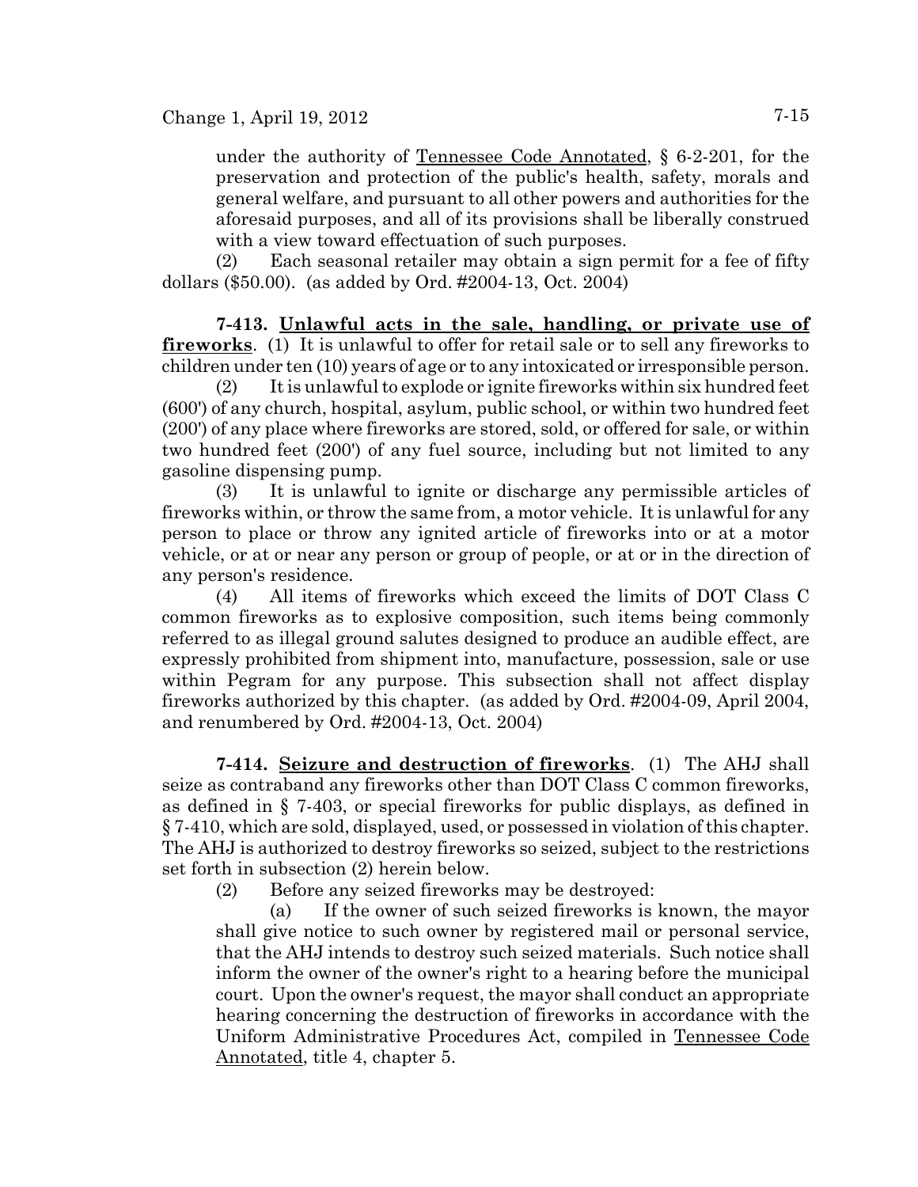under the authority of Tennessee Code Annotated, § 6-2-201, for the preservation and protection of the public's health, safety, morals and general welfare, and pursuant to all other powers and authorities for the aforesaid purposes, and all of its provisions shall be liberally construed with a view toward effectuation of such purposes.

(2) Each seasonal retailer may obtain a sign permit for a fee of fifty dollars ($50.00). (as added by Ord. #2004-13, Oct. 2004)

**7-413. Unlawful acts in the sale, handling, or private use of fireworks**. (1) It is unlawful to offer for retail sale or to sell any fireworks to children under ten (10) years of age or to any intoxicated or irresponsible person.

(2) It is unlawful to explode or ignite fireworks within six hundred feet (600') of any church, hospital, asylum, public school, or within two hundred feet (200') of any place where fireworks are stored, sold, or offered for sale, or within two hundred feet (200') of any fuel source, including but not limited to any gasoline dispensing pump.

(3) It is unlawful to ignite or discharge any permissible articles of fireworks within, or throw the same from, a motor vehicle. It is unlawful for any person to place or throw any ignited article of fireworks into or at a motor vehicle, or at or near any person or group of people, or at or in the direction of any person's residence.

(4) All items of fireworks which exceed the limits of DOT Class C common fireworks as to explosive composition, such items being commonly referred to as illegal ground salutes designed to produce an audible effect, are expressly prohibited from shipment into, manufacture, possession, sale or use within Pegram for any purpose. This subsection shall not affect display fireworks authorized by this chapter. (as added by Ord. #2004-09, April 2004, and renumbered by Ord. #2004-13, Oct. 2004)

**7-414. Seizure and destruction of fireworks**. (1) The AHJ shall seize as contraband any fireworks other than DOT Class C common fireworks, as defined in § 7-403, or special fireworks for public displays, as defined in § 7-410, which are sold, displayed, used, or possessed in violation of this chapter. The AHJ is authorized to destroy fireworks so seized, subject to the restrictions set forth in subsection (2) herein below.

(2) Before any seized fireworks may be destroyed:

(a) If the owner of such seized fireworks is known, the mayor shall give notice to such owner by registered mail or personal service, that the AHJ intends to destroy such seized materials. Such notice shall inform the owner of the owner's right to a hearing before the municipal court. Upon the owner's request, the mayor shall conduct an appropriate hearing concerning the destruction of fireworks in accordance with the Uniform Administrative Procedures Act, compiled in Tennessee Code Annotated, title 4, chapter 5.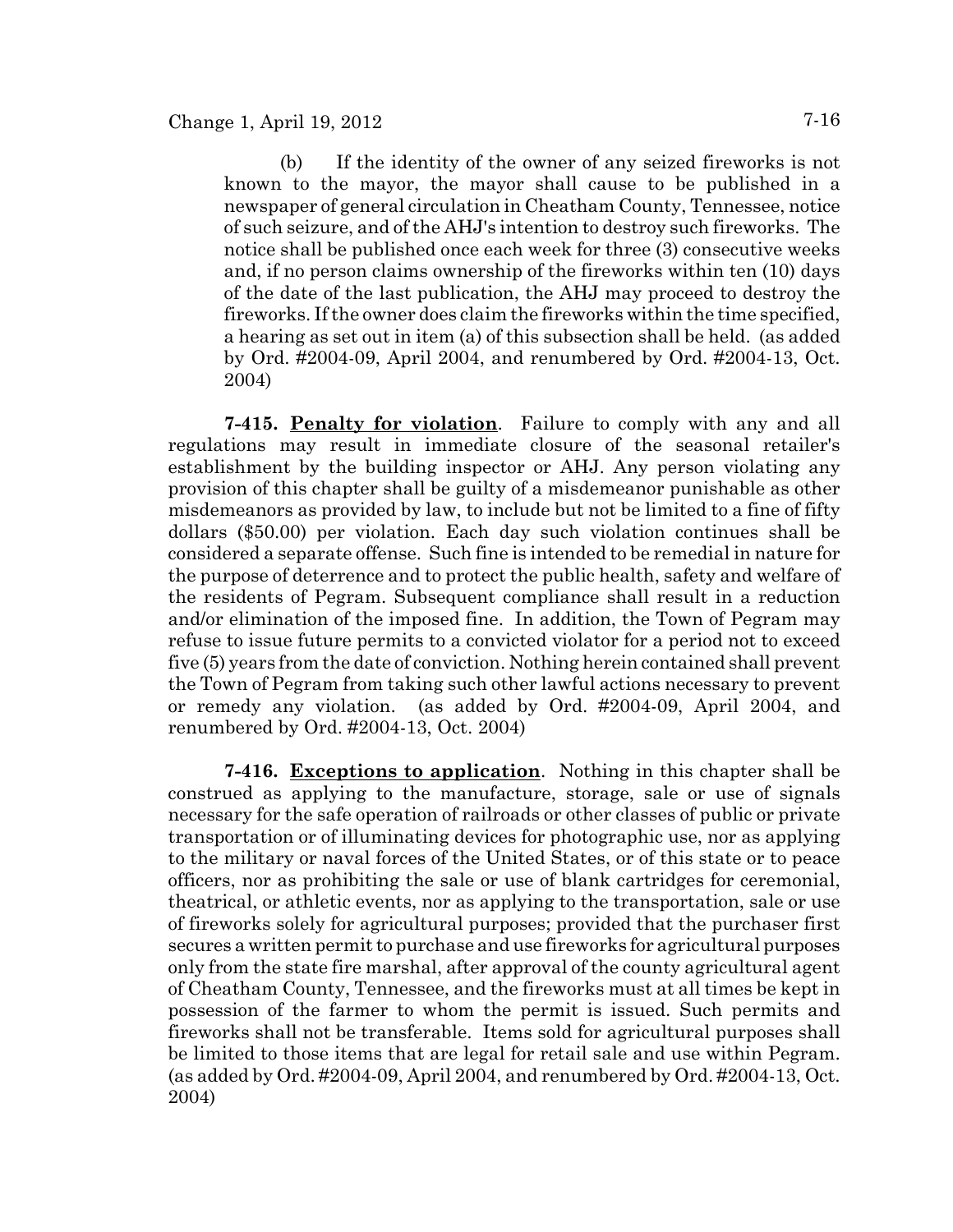(b) If the identity of the owner of any seized fireworks is not known to the mayor, the mayor shall cause to be published in a newspaper of general circulation in Cheatham County, Tennessee, notice of such seizure, and of the AHJ's intention to destroy such fireworks. The notice shall be published once each week for three (3) consecutive weeks and, if no person claims ownership of the fireworks within ten (10) days of the date of the last publication, the AHJ may proceed to destroy the fireworks. If the owner does claim the fireworks within the time specified, a hearing as set out in item (a) of this subsection shall be held. (as added by Ord. #2004-09, April 2004, and renumbered by Ord. #2004-13, Oct. 2004)

**7-415. Penalty for violation**. Failure to comply with any and all regulations may result in immediate closure of the seasonal retailer's establishment by the building inspector or AHJ. Any person violating any provision of this chapter shall be guilty of a misdemeanor punishable as other misdemeanors as provided by law, to include but not be limited to a fine of fifty dollars ($50.00) per violation. Each day such violation continues shall be considered a separate offense. Such fine is intended to be remedial in nature for the purpose of deterrence and to protect the public health, safety and welfare of the residents of Pegram. Subsequent compliance shall result in a reduction and/or elimination of the imposed fine. In addition, the Town of Pegram may refuse to issue future permits to a convicted violator for a period not to exceed five (5) years from the date of conviction. Nothing herein contained shall prevent the Town of Pegram from taking such other lawful actions necessary to prevent or remedy any violation. (as added by Ord. #2004-09, April 2004, and renumbered by Ord. #2004-13, Oct. 2004)

**7-416. Exceptions to application**. Nothing in this chapter shall be construed as applying to the manufacture, storage, sale or use of signals necessary for the safe operation of railroads or other classes of public or private transportation or of illuminating devices for photographic use, nor as applying to the military or naval forces of the United States, or of this state or to peace officers, nor as prohibiting the sale or use of blank cartridges for ceremonial, theatrical, or athletic events, nor as applying to the transportation, sale or use of fireworks solely for agricultural purposes; provided that the purchaser first secures a written permit to purchase and use fireworks for agricultural purposes only from the state fire marshal, after approval of the county agricultural agent of Cheatham County, Tennessee, and the fireworks must at all times be kept in possession of the farmer to whom the permit is issued. Such permits and fireworks shall not be transferable. Items sold for agricultural purposes shall be limited to those items that are legal for retail sale and use within Pegram. (as added by Ord. #2004-09, April 2004, and renumbered by Ord. #2004-13, Oct. 2004)